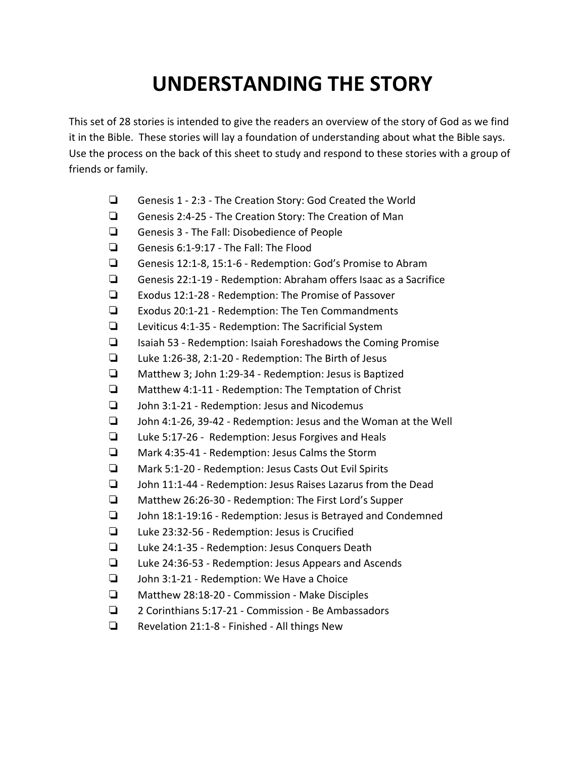# UNDERSTANDING THE STORY

This set of 28 stories is intended to give the readers an overview of the story of God as we find it in the Bible. These stories will lay a foundation of understanding about what the Bible says. Use the process on the back of this sheet to study and respond to these stories with a group of friends or family.

- [ ] Genesis 1 - 2:3 - The Creation Story: God Created the World
- [ ] Genesis 2:4-25 - The Creation Story: The Creation of Man
- [ ] Genesis 3 - The Fall: Disobedience of People
- [ ] Genesis 6:1-9:17 - The Fall: The Flood
- [ ] Genesis 12:1-8, 15:1-6 - Redemption: God's Promise to Abram
- [ ] Genesis 22:1-19 - Redemption: Abraham offers Isaac as a Sacrifice
- [ ] Exodus 12:1-28 - Redemption: The Promise of Passover
- [ ] Exodus 20:1-21 - Redemption: The Ten Commandments
- [ ] Leviticus 4:1-35 - Redemption: The Sacrificial System
- [ ] Isaiah 53 - Redemption: Isaiah Foreshadows the Coming Promise
- [ ] Luke 1:26-38, 2:1-20 - Redemption: The Birth of Jesus
- [ ] Matthew 3; John 1:29-34 - Redemption: Jesus is Baptized
- [ ] Matthew 4:1-11 - Redemption: The Temptation of Christ
- [ ] John 3:1-21 - Redemption: Jesus and Nicodemus
- [ ] John 4:1-26, 39-42 - Redemption: Jesus and the Woman at the Well
- [ ] Luke 5:17-26 - Redemption: Jesus Forgives and Heals
- [ ] Mark 4:35-41 - Redemption: Jesus Calms the Storm
- [ ] Mark 5:1-20 - Redemption: Jesus Casts Out Evil Spirits
- [ ] John 11:1-44 - Redemption: Jesus Raises Lazarus from the Dead
- [ ] Matthew 26:26-30 - Redemption: The First Lord's Supper
- [ ] John 18:1-19:16 - Redemption: Jesus is Betrayed and Condemned
- [ ] Luke 23:32-56 - Redemption: Jesus is Crucified
- [ ] Luke 24:1-35 - Redemption: Jesus Conquers Death
- [ ] Luke 24:36-53 - Redemption: Jesus Appears and Ascends
- [ ] John 3:1-21 - Redemption: We Have a Choice
- [ ] Matthew 28:18-20 - Commission - Make Disciples
- [ ] 2 Corinthians 5:17-21 - Commission - Be Ambassadors
- [ ] Revelation 21:1-8 - Finished - All things New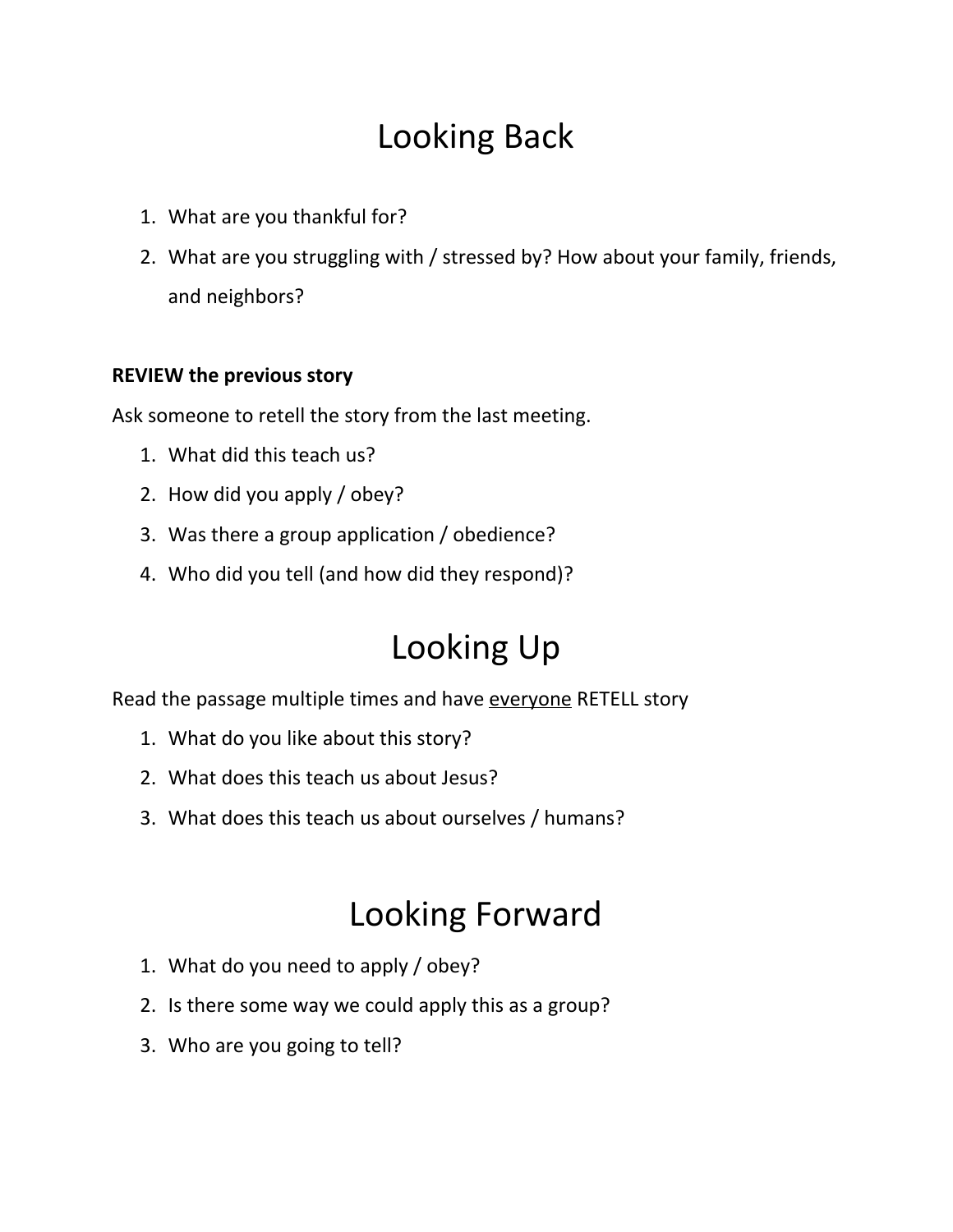# Looking Back

1. What are you thankful for?
2. What are you struggling with / stressed by? How about your family, friends, and neighbors?

**REVIEW the previous story**

Ask someone to retell the story from the last meeting.

1. What did this teach us?
2. How did you apply / obey?
3. Was there a group application / obedience?
4. Who did you tell (and how did they respond)?

# Looking Up

Read the passage multiple times and have <u>everyone</u> RETELL story

1. What do you like about this story?
2. What does this teach us about Jesus?
3. What does this teach us about ourselves / humans?

# Looking Forward

1. What do you need to apply / obey?
2. Is there some way we could apply this as a group?
3. Who are you going to tell?